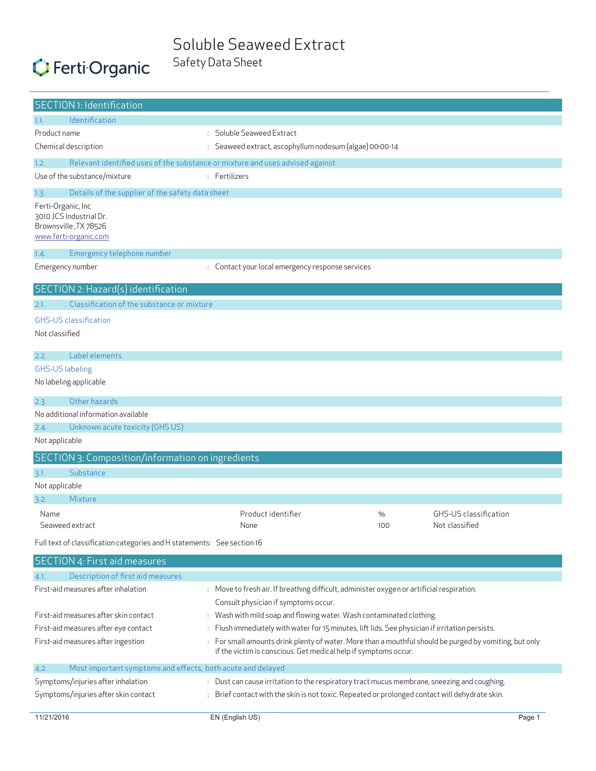# Soluble Seaweed Extract

## Safety Data Sheet

Ferti-Organic

## SECTION 1: Identification

### 1.1. Identification

Product name : Soluble Seaweed Extract

Chemical description : Seaweed extract, ascophyllum nodosum (algae) 00-00-14

### 1.2. Relevant identified uses of the substance or mixture and uses advised against

Use of the substance/mixture : Fertilizers

### 1.3. Details of the supplier of the safety data sheet

Ferti-Organic, Inc
3010 JCS Industrial Dr.
Brownsville ,TX 78526
www.ferti-organic.com

### 1.4. Emergency telephone number

Emergency number : Contact your local emergency response services

## SECTION 2: Hazard(s) identification

### 2.1. Classification of the substance or mixture

GHS-US classification

Not classified

### 2.2. Label elements

GHS-US labeling

No labeling applicable

### 2.3. Other hazards

No additional information available

### 2.4. Unknown acute toxicity (GHS US)

Not applicable

## SECTION 3: Composition/information on ingredients

### 3.1. Substance

Not applicable

### 3.2. Mixture

| Name | Product identifier | % | GHS-US classification |
|---|---|---|---|
| Seaweed extract | None | 100 | Not classified |

Full text of classification categories and H statements: See section 16

## SECTION 4: First aid measures

### 4.1. Description of first aid measures

First-aid measures after inhalation : Move to fresh air. If breathing difficult, administer oxygen or artificial respiration. Consult physician if symptoms occur.

First-aid measures after skin contact : Wash with mild soap and flowing water. Wash contaminated clothing.

First-aid measures after eye contact : Flush immediately with water for 15 minutes, lift lids. See physician if irritation persists.

First-aid measures after ingestion : For small amounts drink plenty of water. More than a mouthful should be purged by vomiting, but only if the victim is conscious. Get medical help if symptoms occur.

### 4.2. Most important symptoms and effects, both acute and delayed

Symptoms/injuries after inhalation : Dust can cause irritation to the respiratory tract mucus membrane, sneezing and coughing.

Symptoms/injuries after skin contact : Brief contact with the skin is not toxic. Repeated or prolonged contact will dehydrate skin.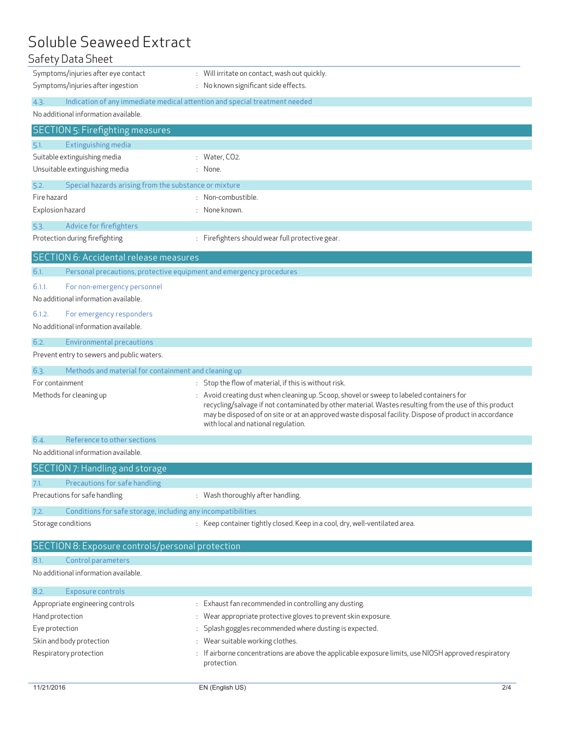| | |
|---|---|
| Symptoms/injuries after eye contact | : Will irritate on contact, wash out quickly. |
| Symptoms/injuries after ingestion | : No known significant side effects. |

### 4.3. Indication of any immediate medical attention and special treatment needed

No additional information available.

## SECTION 5: Firefighting measures

### 5.1. Extinguishing media

| | |
|---|---|
| Suitable extinguishing media | : Water, $CO_2$. |
| Unsuitable extinguishing media | : None. |

### 5.2. Special hazards arising from the substance or mixture

| | |
|---|---|
| Fire hazard | : Non-combustible. |
| Explosion hazard | : None known. |

### 5.3. Advice for firefighters

| | |
|---|---|
| Protection during firefighting | : Firefighters should wear full protective gear. |

## SECTION 6: Accidental release measures

### 6.1. Personal precautions, protective equipment and emergency procedures

#### 6.1.1. For non-emergency personnel

No additional information available.

#### 6.1.2. For emergency responders

No additional information available.

### 6.2. Environmental precautions

Prevent entry to sewers and public waters.

### 6.3. Methods and material for containment and cleaning up

| | |
|---|---|
| For containment | : Stop the flow of material, if this is without risk. |
| Methods for cleaning up | : Avoid creating dust when cleaning up. Scoop, shovel or sweep to labeled containers for recycling/salvage if not contaminated by other material. Wastes resulting from the use of this product may be disposed of on site or at an approved waste disposal facility. Dispose of product in accordance with local and national regulation. |

### 6.4. Reference to other sections

No additional information available.

## SECTION 7: Handling and storage

### 7.1. Precautions for safe handling

| | |
|---|---|
| Precautions for safe handling | : Wash thoroughly after handling. |

### 7.2. Conditions for safe storage, including any incompatibilities

| | |
|---|---|
| Storage conditions | : Keep container tightly closed. Keep in a cool, dry, well-ventilated area. |

## SECTION 8: Exposure controls/personal protection

### 8.1. Control parameters

No additional information available.

### 8.2. Exposure controls

| | |
|---|---|
| Appropriate engineering controls | : Exhaust fan recommended in controlling any dusting. |
| Hand protection | : Wear appropriate protective gloves to prevent skin exposure. |
| Eye protection | : Splash goggles recommended where dusting is expected. |
| Skin and body protection | : Wear suitable working clothes. |
| Respiratory protection | : If airborne concentrations are above the applicable exposure limits, use NIOSH approved respiratory protection. |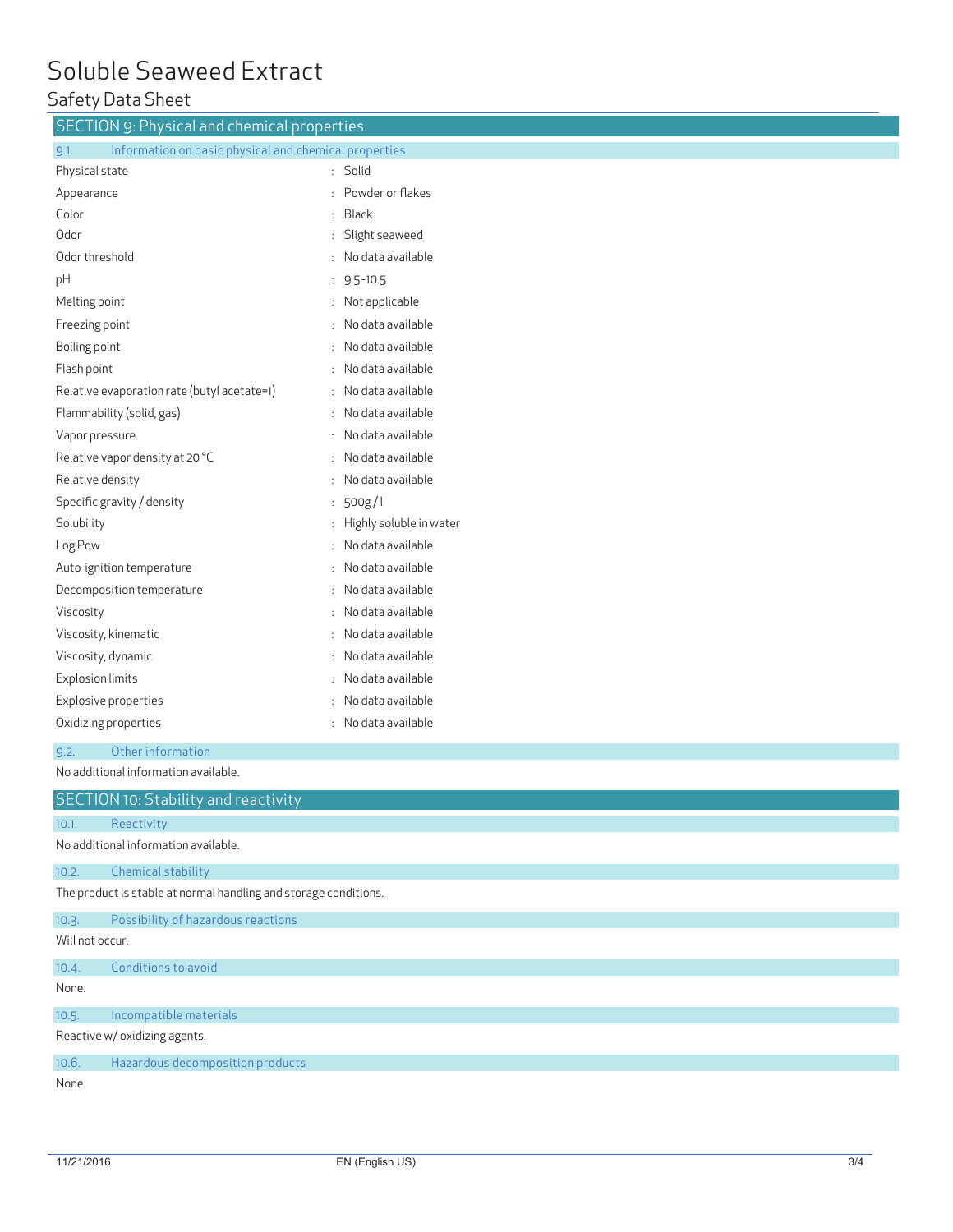## SECTION 9: Physical and chemical properties

### 9.1. Information on basic physical and chemical properties

| | |
|---|---|
| Physical state | : Solid |
| Appearance | : Powder or flakes |
| Color | : Black |
| Odor | : Slight seaweed |
| Odor threshold | : No data available |
| pH | : 9.5-10.5 |
| Melting point | : Not applicable |
| Freezing point | : No data available |
| Boiling point | : No data available |
| Flash point | : No data available |
| Relative evaporation rate (butyl acetate=1) | : No data available |
| Flammability (solid, gas) | : No data available |
| Vapor pressure | : No data available |
| Relative vapor density at 20 °C | : No data available |
| Relative density | : No data available |
| Specific gravity / density | : 500g / l |
| Solubility | : Highly soluble in water |
| Log Pow | : No data available |
| Auto-ignition temperature | : No data available |
| Decomposition temperature | : No data available |
| Viscosity | : No data available |
| Viscosity, kinematic | : No data available |
| Viscosity, dynamic | : No data available |
| Explosion limits | : No data available |
| Explosive properties | : No data available |
| Oxidizing properties | : No data available |

### 9.2. Other information

No additional information available.

## SECTION 10: Stability and reactivity

### 10.1. Reactivity

No additional information available.

### 10.2. Chemical stability

The product is stable at normal handling and storage conditions.

### 10.3. Possibility of hazardous reactions

Will not occur.

### 10.4. Conditions to avoid

None.

### 10.5. Incompatible materials

Reactive w/ oxidizing agents.

### 10.6. Hazardous decomposition products

None.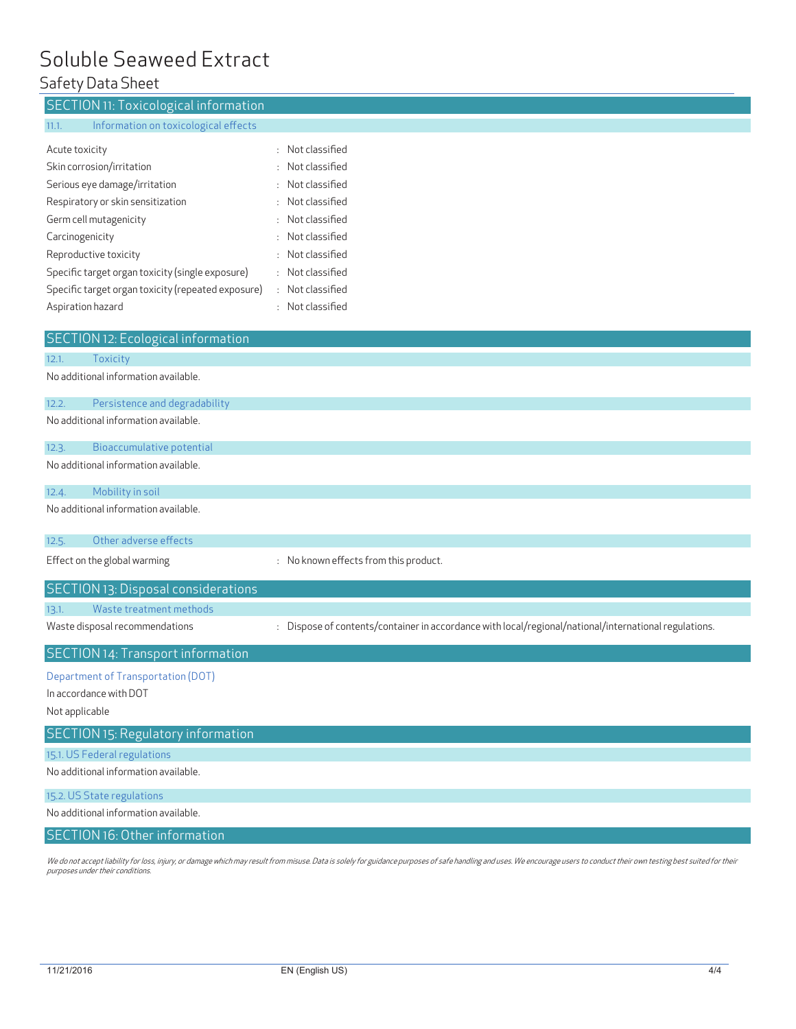## SECTION 11: Toxicological information

### 11.1. Information on toxicological effects

| | |
|---|---|
| Acute toxicity | : Not classified |
| Skin corrosion/irritation | : Not classified |
| Serious eye damage/irritation | : Not classified |
| Respiratory or skin sensitization | : Not classified |
| Germ cell mutagenicity | : Not classified |
| Carcinogenicity | : Not classified |
| Reproductive toxicity | : Not classified |
| Specific target organ toxicity (single exposure) | : Not classified |
| Specific target organ toxicity (repeated exposure) | : Not classified |
| Aspiration hazard | : Not classified |

## SECTION 12: Ecological information

### 12.1. Toxicity

No additional information available.

### 12.2. Persistence and degradability

No additional information available.

### 12.3. Bioaccumulative potential

No additional information available.

### 12.4. Mobility in soil

No additional information available.

### 12.5. Other adverse effects

Effect on the global warming : No known effects from this product.

## SECTION 13: Disposal considerations

### 13.1. Waste treatment methods

Waste disposal recommendations : Dispose of contents/container in accordance with local/regional/national/international regulations.

## SECTION 14: Transport information

Department of Transportation (DOT)

In accordance with DOT

Not applicable

## SECTION 15: Regulatory information

### 15.1. US Federal regulations

No additional information available.

### 15.2. US State regulations

No additional information available.

## SECTION 16: Other information

*We do not accept liability for loss, injury, or damage which may result from misuse. Data is solely for guidance purposes of safe handling and uses. We encourage users to conduct their own testing best suited for their purposes under their conditions.*

11/21/2016 EN (English US)